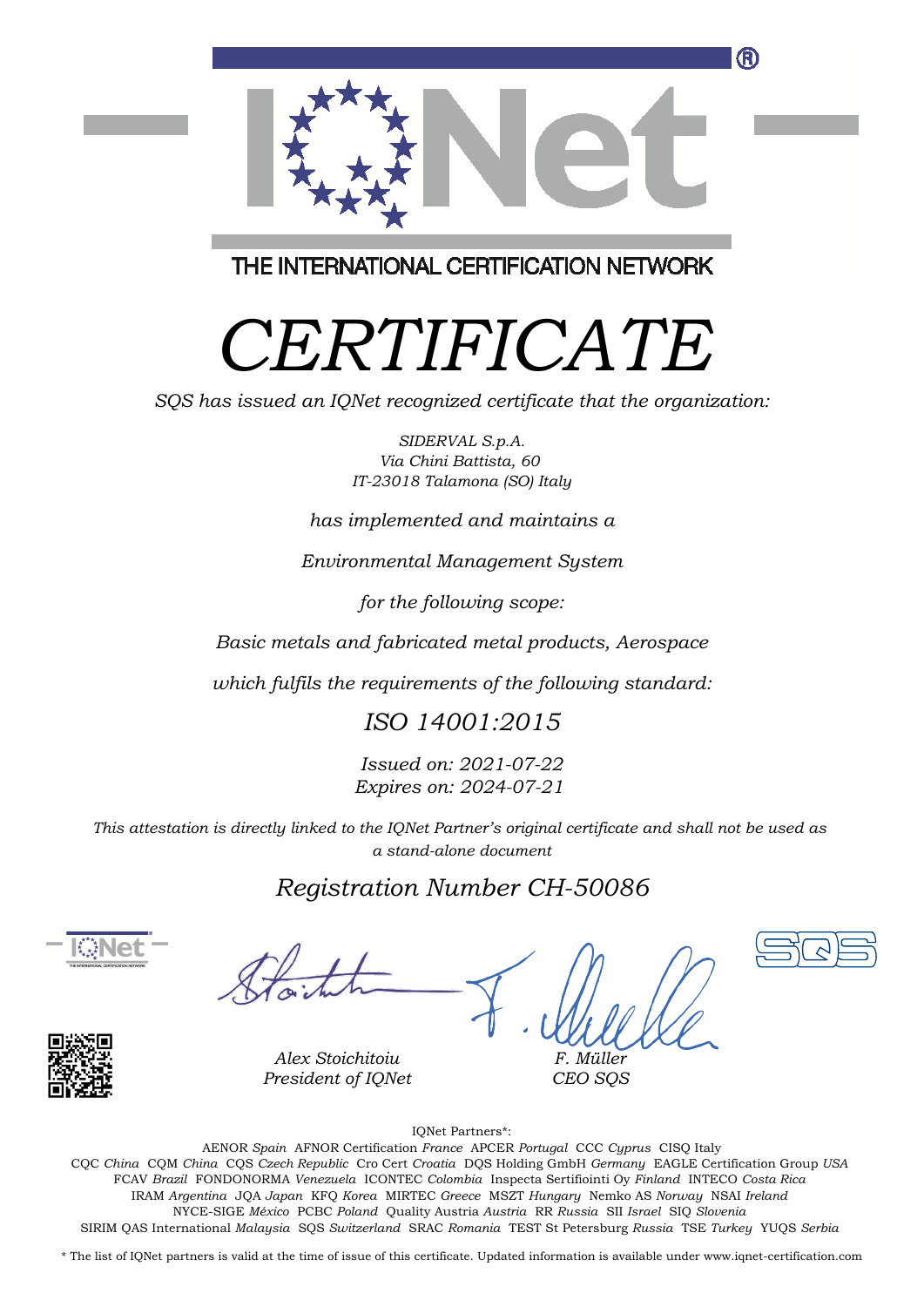THE INTERNATIONAL CERTIFICATION NETWORK

# CERTIFICATE

*SQS has issued an IQNet recognized certificate that the organization:*

*SIDERVAL S.p.A.*
*Via Chini Battista, 60*
*IT-23018 Talamona (SO) Italy*

*has implemented and maintains a*

*Environmental Management System*

*for the following scope:*

*Basic metals and fabricated metal products, Aerospace*

*which fulfils the requirements of the following standard:*

## *ISO 14001:2015*

*Issued on: 2021-07-22*
*Expires on: 2024-07-21*

*This attestation is directly linked to the IQNet Partner's original certificate and shall not be used as a stand-alone document*

## *Registration Number CH-50086*

*Alex Stoichitoiu*
*President of IQNet*

*F. Müller*
*CEO SQS*

IQNet Partners*:

AENOR *Spain* AFNOR Certification *France* APCER *Portugal* CCC *Cyprus* CISQ Italy
CQC *China* CQM *China* CQS *Czech Republic* Cro Cert *Croatia* DQS Holding GmbH *Germany* EAGLE Certification Group *USA*
FCAV *Brazil* FONDONORMA *Venezuela* ICONTEC *Colombia* Inspecta Sertifiointi Oy *Finland* INTECO *Costa Rica*
IRAM *Argentina* JQA *Japan* KFQ *Korea* MIRTEC *Greece* MSZT *Hungary* Nemko AS *Norway* NSAI *Ireland*
NYCE-SIGE *México* PCBC *Poland* Quality Austria *Austria* RR *Russia* SII *Israel* SIQ *Slovenia*
SIRIM QAS International *Malaysia* SQS *Switzerland* SRAC *Romania* TEST St Petersburg *Russia* TSE *Turkey* YUQS *Serbia*

* The list of IQNet partners is valid at the time of issue of this certificate. Updated information is available under www.iqnet-certification.com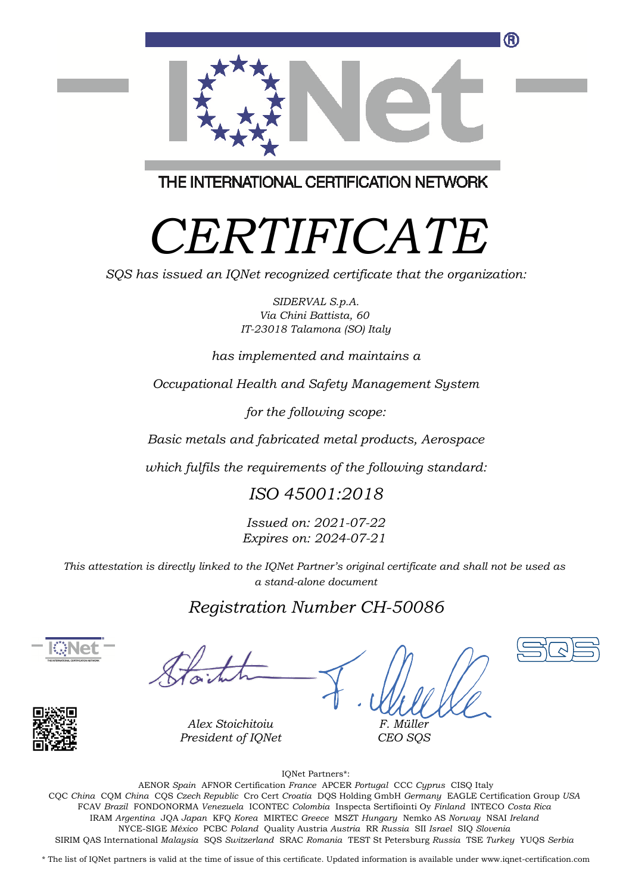THE INTERNATIONAL CERTIFICATION NETWORK

# *CERTIFICATE*

*SQS has issued an IQNet recognized certificate that the organization:*

*SIDERVAL S.p.A.*
*Via Chini Battista, 60*
*IT-23018 Talamona (SO) Italy*

*has implemented and maintains a*

*Occupational Health and Safety Management System*

*for the following scope:*

*Basic metals and fabricated metal products, Aerospace*

*which fulfils the requirements of the following standard:*

## *ISO 45001:2018*

*Issued on: 2021-07-22*
*Expires on: 2024-07-21*

*This attestation is directly linked to the IQNet Partner's original certificate and shall not be used as a stand-alone document*

## *Registration Number CH-50086*

*Alex Stoichitoiu*
*President of IQNet*

*F. Müller*
*CEO SQS*

IQNet Partners*:

AENOR *Spain* AFNOR Certification *France* APCER *Portugal* CCC *Cyprus* CISQ Italy
CQC *China* CQM *China* CQS *Czech Republic* Cro Cert *Croatia* DQS Holding GmbH *Germany* EAGLE Certification Group *USA*
FCAV *Brazil* FONDONORMA *Venezuela* ICONTEC *Colombia* Inspecta Sertifiointi Oy *Finland* INTECO *Costa Rica*
IRAM *Argentina* JQA *Japan* KFQ *Korea* MIRTEC *Greece* MSZT *Hungary* Nemko AS *Norway* NSAI *Ireland*
NYCE-SIGE *México* PCBC *Poland* Quality Austria *Austria* RR *Russia* SII *Israel* SIQ *Slovenia*
SIRIM QAS International *Malaysia* SQS *Switzerland* SRAC *Romania* TEST St Petersburg *Russia* TSE *Turkey* YUQS *Serbia*

* The list of IQNet partners is valid at the time of issue of this certificate. Updated information is available under www.iqnet-certification.com